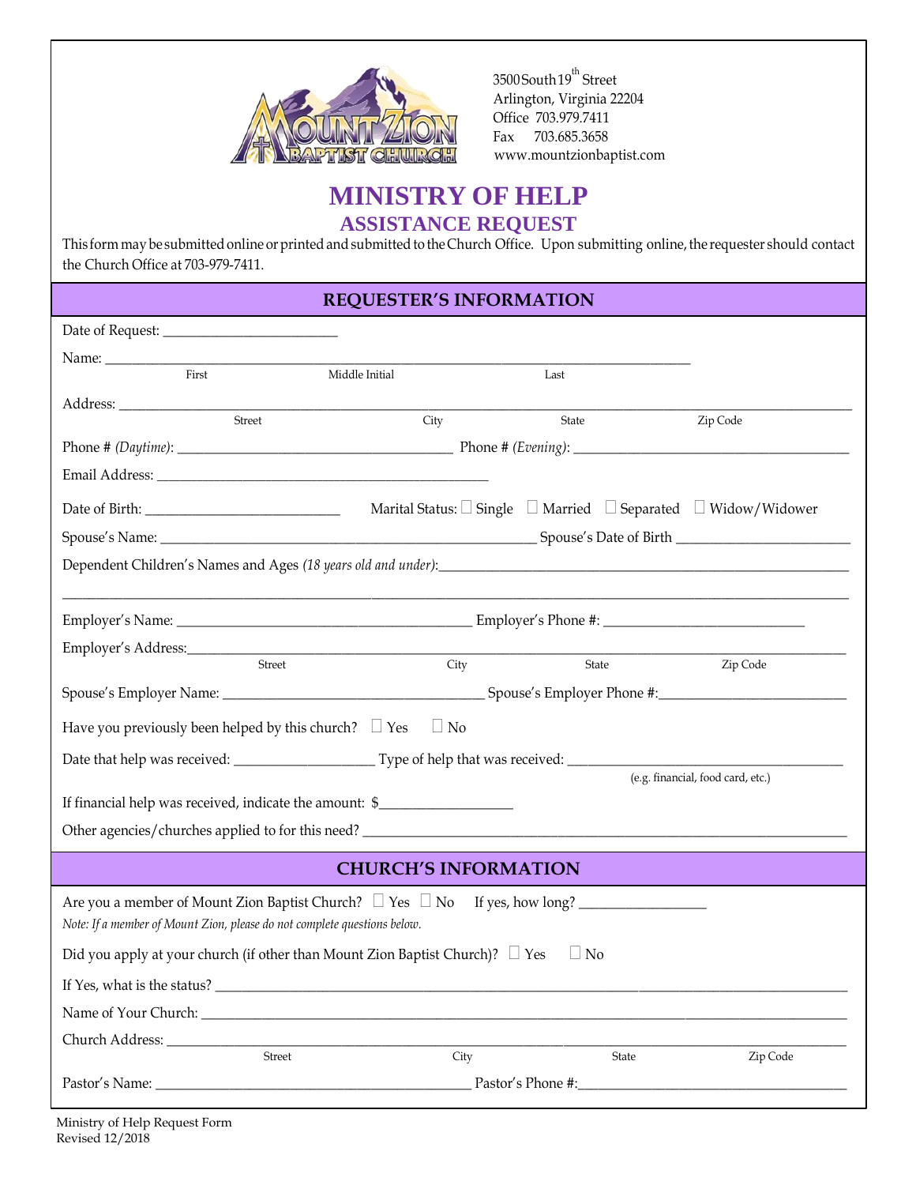3500 South 19th Street
Arlington, Virginia 22204
Office 703.979.7411
Fax 703.685.3658
www.mountzionbaptist.com

# MINISTRY OF HELP
## ASSISTANCE REQUEST

This form may be submitted online or printed and submitted to the Church Office. Upon submitting online, the requester should contact the Church Office at 703-979-7411.

## REQUESTER'S INFORMATION

Date of Request: ________________________

Name: ________________________________________________________________
First Middle Initial Last

Address: ________________________________________________________________
Street City State Zip Code

Phone # *(Daytime)*: ______________________ Phone # *(Evening)*: ______________________

Email Address: ______________________________________

Date of Birth: ______________________ Marital Status: ☐ Single ☐ Married ☐ Separated ☐ Widow/Widower

Spouse's Name: ______________________________________ Spouse's Date of Birth ______________________

Dependent Children's Names and Ages *(18 years old and under)*: ______________________________________

________________________________________________________________

Employer's Name: ______________________________ Employer's Phone #: ______________________

Employer's Address: ________________________________________________________________
Street City State Zip Code

Spouse's Employer Name: ______________________________ Spouse's Employer Phone #: ______________________

Have you previously been helped by this church? ☐ Yes ☐ No

Date that help was received: ________________ Type of help that was received: ______________________
(e.g. financial, food card, etc.)

If financial help was received, indicate the amount: $________________

Other agencies/churches applied to for this need? ______________________________________

## CHURCH'S INFORMATION

Are you a member of Mount Zion Baptist Church? ☐ Yes ☐ No If yes, how long? ________________

*Note: If a member of Mount Zion, please do not complete questions below.*

Did you apply at your church (if other than Mount Zion Baptist Church)? ☐ Yes ☐ No

If Yes, what is the status? ________________________________________________________________

Name of Your Church: ________________________________________________________________

Church Address: ________________________________________________________________
Street City State Zip Code

Pastor's Name: ______________________________ Pastor's Phone #: ______________________

Ministry of Help Request Form
Revised 12/2018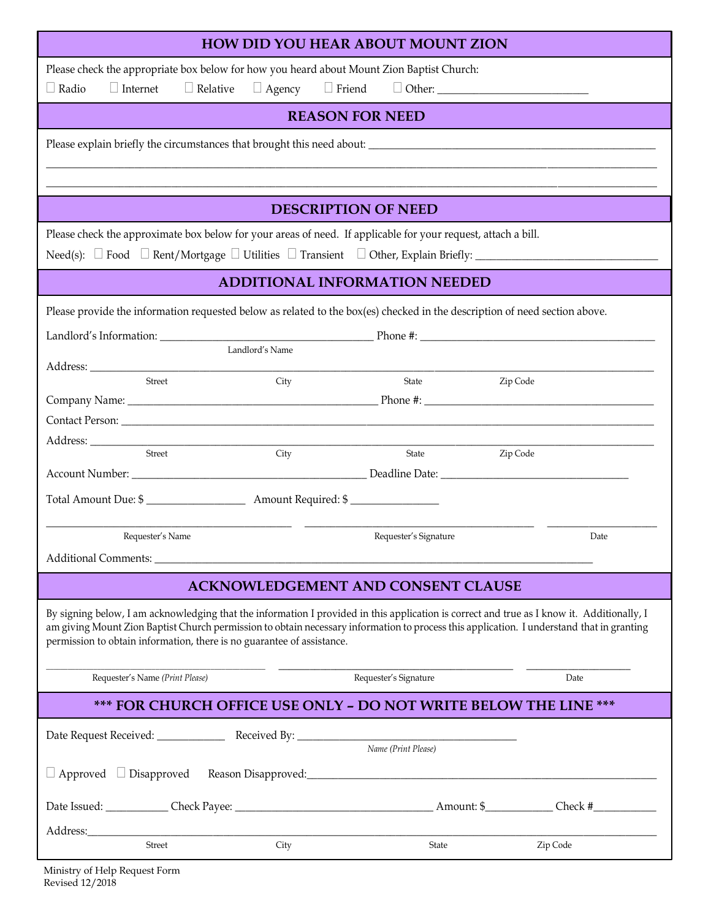## HOW DID YOU HEAR ABOUT MOUNT ZION

Please check the appropriate box below for how you heard about Mount Zion Baptist Church:

☐ Radio ☐ Internet ☐ Relative ☐ Agency ☐ Friend ☐ Other: ___________________________

## REASON FOR NEED

Please explain briefly the circumstances that brought this need about: ____________________________________________________

_____________________________________________________________________________________________________________

_____________________________________________________________________________________________________________

## DESCRIPTION OF NEED

Please check the approximate box below for your areas of need. If applicable for your request, attach a bill.

Need(s): ☐ Food ☐ Rent/Mortgage ☐ Utilities ☐ Transient ☐ Other, Explain Briefly: _________________________________

## ADDITIONAL INFORMATION NEEDED

Please provide the information requested below as related to the box(es) checked in the description of need section above.

Landlord's Information: _____________________________________ Phone #: ___________________________________________
Landlord's Name

Address: ______________________________________________________________________________________________________
Street City State Zip Code

Company Name: ____________________________________________ Phone #: ___________________________________________

Contact Person: ________________________________________________________________________________________________

Address: ______________________________________________________________________________________________________
Street City State Zip Code

Account Number: _________________________________________ Deadline Date: _________________________________

Total Amount Due: $ _________________ Amount Required: $ _______________

_____________________________________________ _________________________________________ ___________________
Requester's Name Requester's Signature Date

Additional Comments: _____________________________________________________________________________________

## ACKNOWLEDGEMENT AND CONSENT CLAUSE

By signing below, I am acknowledging that the information I provided in this application is correct and true as I know it. Additionally, I am giving Mount Zion Baptist Church permission to obtain necessary information to process this application. I understand that in granting permission to obtain information, there is no guarantee of assistance.

_______________________________________ __________________________________________ ___________________
Requester's Name *(Print Please)* Requester's Signature Date

## *** FOR CHURCH OFFICE USE ONLY – DO NOT WRITE BELOW THE LINE ***

Date Request Received: ____________ Received By: ______________________________________
*Name (Print Please)*

☐ Approved ☐ Disapproved Reason Disapproved:_________________________________________________________________

Date Issued: ___________ Check Payee: ___________________________________ Amount: $____________ Check #___________

Address:_______________________________________________________________________________________________________
Street City State Zip Code

Ministry of Help Request Form
Revised 12/2018